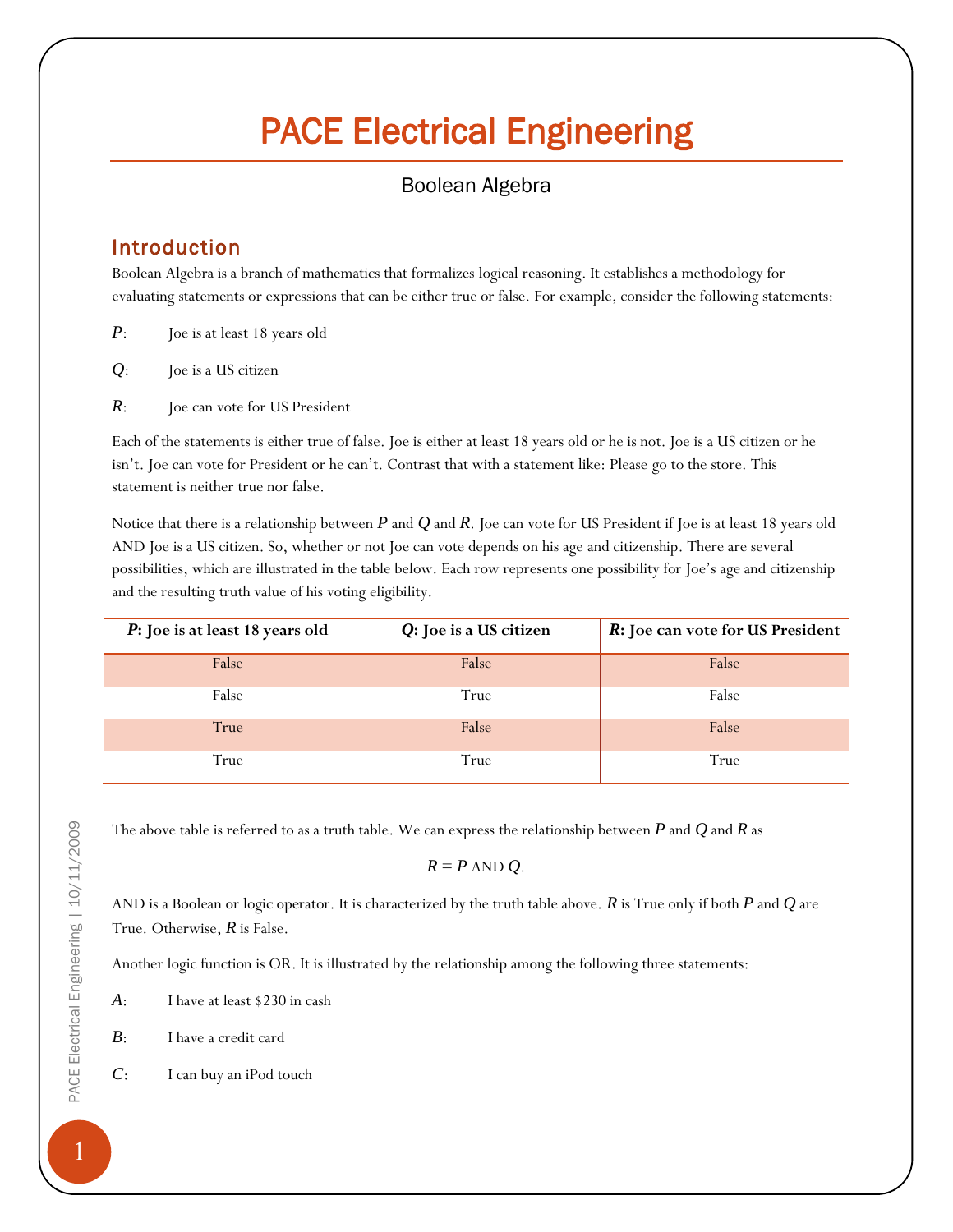# PACE Electrical Engineering

Boolean Algebra

## Introduction

Boolean Algebra is a branch of mathematics that formalizes logical reasoning. It establishes a methodology for evaluating statements or expressions that can be either true or false. For example, consider the following statements:

$P$: Joe is at least 18 years old

$Q$: Joe is a US citizen

$R$: Joe can vote for US President

Each of the statements is either true of false. Joe is either at least 18 years old or he is not. Joe is a US citizen or he isn't. Joe can vote for President or he can't. Contrast that with a statement like: Please go to the store. This statement is neither true nor false.

Notice that there is a relationship between $P$ and $Q$ and $R$. Joe can vote for US President if Joe is at least 18 years old AND Joe is a US citizen. So, whether or not Joe can vote depends on his age and citizenship. There are several possibilities, which are illustrated in the table below. Each row represents one possibility for Joe's age and citizenship and the resulting truth value of his voting eligibility.

| **$P$: Joe is at least 18 years old** | **$Q$: Joe is a US citizen** | **$R$: Joe can vote for US President** |
|---|---|---|
| False | False | False |
| False | True | False |
| True | False | False |
| True | True | True |

The above table is referred to as a truth table. We can express the relationship between $P$ and $Q$ and $R$ as

$$R = P \text{ AND } Q.$$

AND is a Boolean or logic operator. It is characterized by the truth table above. $R$ is True only if both $P$ and $Q$ are True. Otherwise, $R$ is False.

Another logic function is OR. It is illustrated by the relationship among the following three statements:

$A$: I have at least $230 in cash

$B$: I have a credit card

$C$: I can buy an iPod touch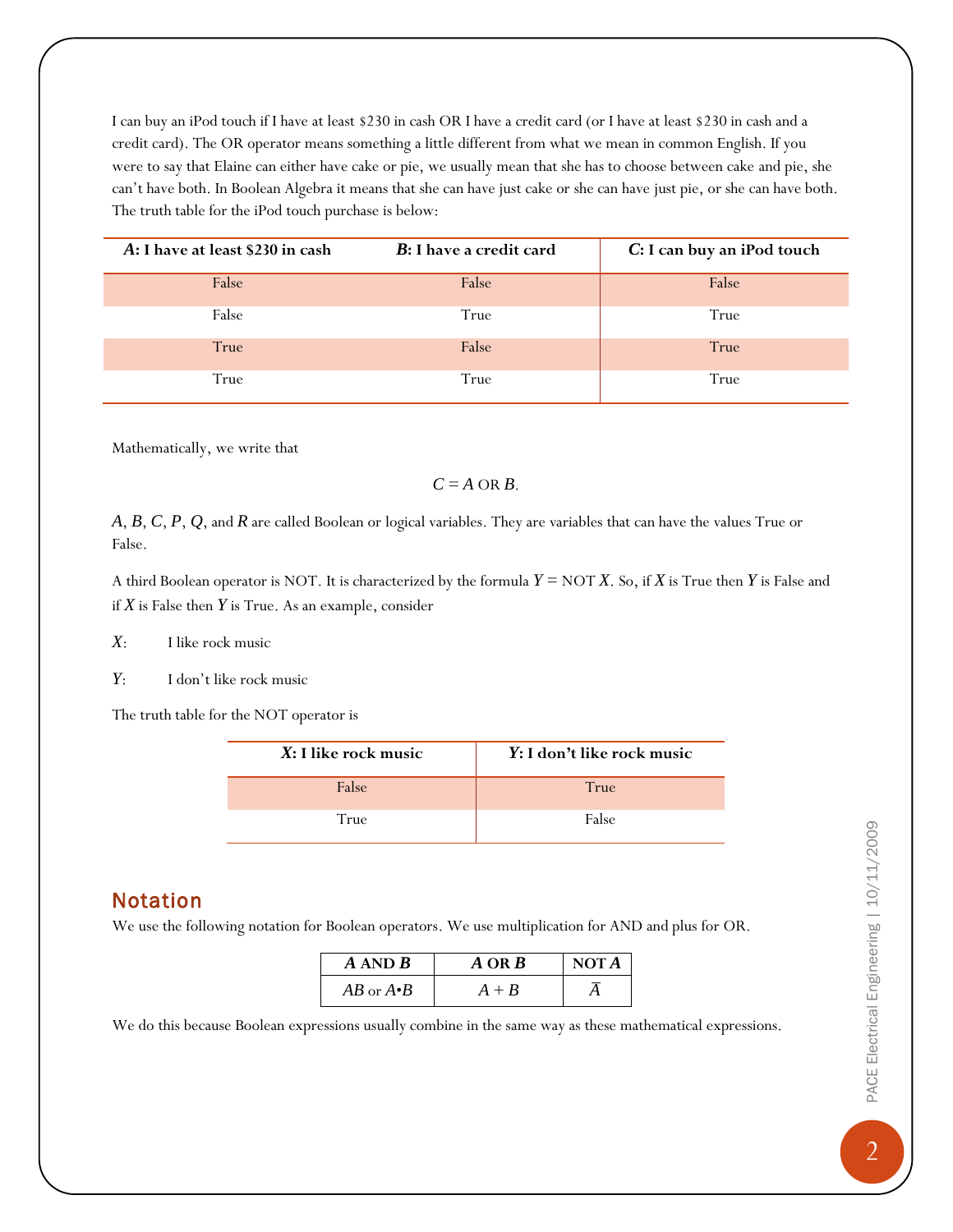I can buy an iPod touch if I have at least $230 in cash OR I have a credit card (or I have at least $230 in cash and a credit card). The OR operator means something a little different from what we mean in common English. If you were to say that Elaine can either have cake or pie, we usually mean that she has to choose between cake and pie, she can't have both. In Boolean Algebra it means that she can have just cake or she can have just pie, or she can have both. The truth table for the iPod touch purchase is below:

| ***A*: I have at least $230 in cash** | ***B*: I have a credit card** | ***C*: I can buy an iPod touch** |
|---|---|---|
| False | False | False |
| False | True | True |
| True | False | True |
| True | True | True |

Mathematically, we write that

$$C = A \text{ OR } B.$$

$A$, $B$, $C$, $P$, $Q$, and $R$ are called Boolean or logical variables. They are variables that can have the values True or False.

A third Boolean operator is NOT. It is characterized by the formula $Y = \text{NOT } X$. So, if $X$ is True then $Y$ is False and if $X$ is False then $Y$ is True. As an example, consider

$X$: I like rock music

$Y$: I don't like rock music

The truth table for the NOT operator is

| ***X*: I like rock music** | ***Y*: I don't like rock music** |
|---|---|
| False | True |
| True | False |

## Notation

We use the following notation for Boolean operators. We use multiplication for AND and plus for OR.

| ***A* AND *B*** | ***A* OR *B*** | **NOT *A*** |
|---|---|---|
| $AB$ or $A \cdot B$ | $A + B$ | $\bar{A}$ |

We do this because Boolean expressions usually combine in the same way as these mathematical expressions.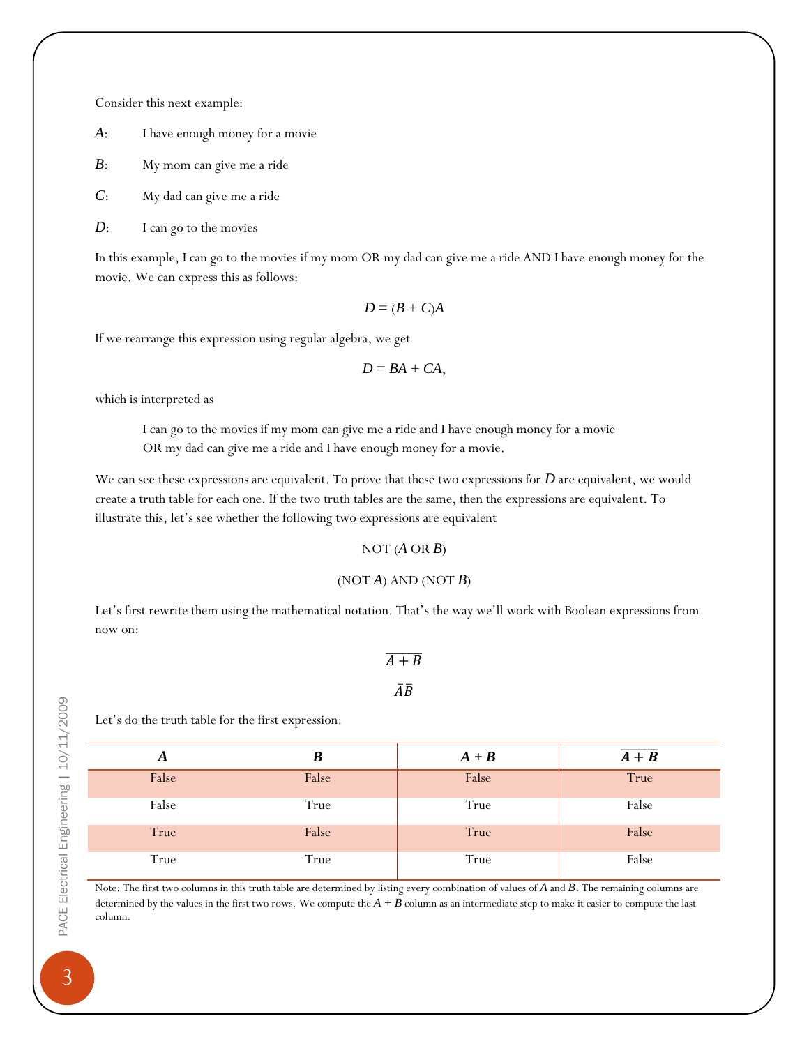Consider this next example:

$A$: I have enough money for a movie

$B$: My mom can give me a ride

$C$: My dad can give me a ride

$D$: I can go to the movies

In this example, I can go to the movies if my mom OR my dad can give me a ride AND I have enough money for the movie. We can express this as follows:

$$D = (B + C)A$$

If we rearrange this expression using regular algebra, we get

$$D = BA + CA,$$

which is interpreted as

> I can go to the movies if my mom can give me a ride and I have enough money for a movie OR my dad can give me a ride and I have enough money for a movie.

We can see these expressions are equivalent. To prove that these two expressions for $D$ are equivalent, we would create a truth table for each one. If the two truth tables are the same, then the expressions are equivalent. To illustrate this, let's see whether the following two expressions are equivalent

NOT ($A$ OR $B$)

(NOT $A$) AND (NOT $B$)

Let's first rewrite them using the mathematical notation. That's the way we'll work with Boolean expressions from now on:

$$\overline{A + B}$$

$$\bar{A}\bar{B}$$

Let's do the truth table for the first expression:

| $A$ | $B$ | $A + B$ | $\overline{A + B}$ |
|---|---|---|---|
| False | False | False | True |
| False | True | True | False |
| True | False | True | False |
| True | True | True | False |

Note: The first two columns in this truth table are determined by listing every combination of values of $A$ and $B$. The remaining columns are determined by the values in the first two rows. We compute the $A + B$ column as an intermediate step to make it easier to compute the last column.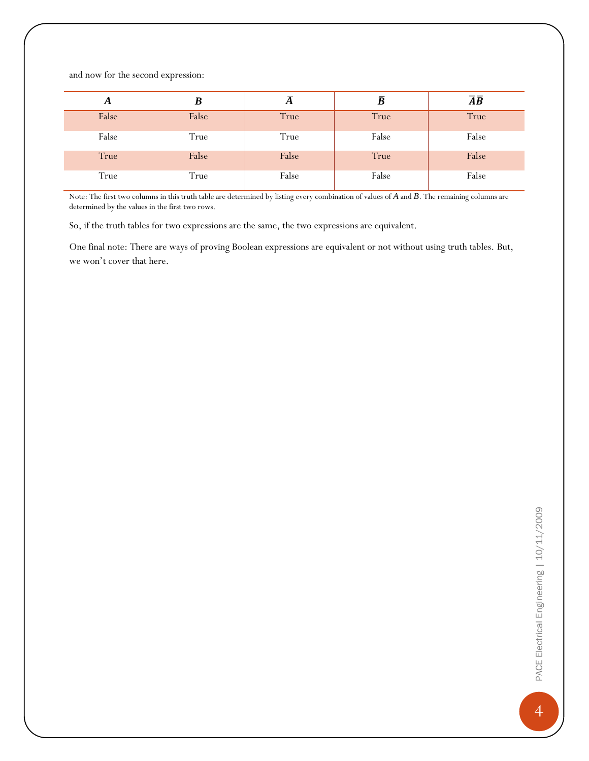and now for the second expression:

| $A$ | $B$ | $\bar{A}$ | $\bar{B}$ | $\bar{A}\bar{B}$ |
|---|---|---|---|---|
| False | False | True | True | True |
| False | True | True | False | False |
| True | False | False | True | False |
| True | True | False | False | False |

Note: The first two columns in this truth table are determined by listing every combination of values of $A$ and $B$. The remaining columns are determined by the values in the first two rows.

So, if the truth tables for two expressions are the same, the two expressions are equivalent.

One final note: There are ways of proving Boolean expressions are equivalent or not without using truth tables. But, we won't cover that here.